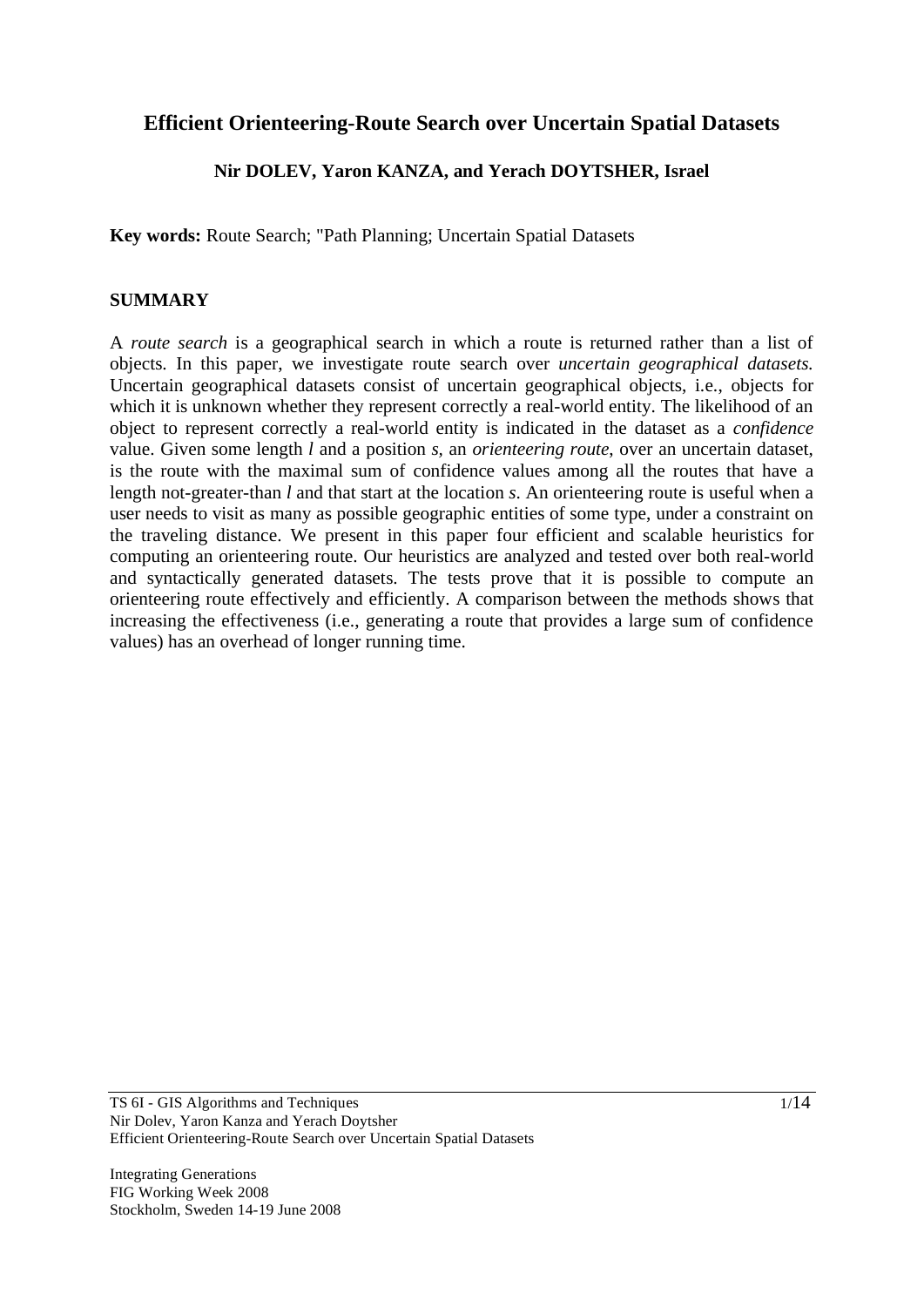# Efficient Orienteering-Route Search over Uncertain Spatial Datasets

**Nir DOLEV, Yaron KANZA, and Yerach DOYTSHER, Israel**

**Key words:** Route Search; "Path Planning; Uncertain Spatial Datasets

## SUMMARY

A *route search* is a geographical search in which a route is returned rather than a list of objects. In this paper, we investigate route search over *uncertain geographical datasets.* Uncertain geographical datasets consist of uncertain geographical objects, i.e., objects for which it is unknown whether they represent correctly a real-world entity. The likelihood of an object to represent correctly a real-world entity is indicated in the dataset as a *confidence* value. Given some length *l* and a position *s*, an *orienteering route*, over an uncertain dataset, is the route with the maximal sum of confidence values among all the routes that have a length not-greater-than *l* and that start at the location *s*. An orienteering route is useful when a user needs to visit as many as possible geographic entities of some type, under a constraint on the traveling distance. We present in this paper four efficient and scalable heuristics for computing an orienteering route. Our heuristics are analyzed and tested over both real-world and syntactically generated datasets. The tests prove that it is possible to compute an orienteering route effectively and efficiently. A comparison between the methods shows that increasing the effectiveness (i.e., generating a route that provides a large sum of confidence values) has an overhead of longer running time.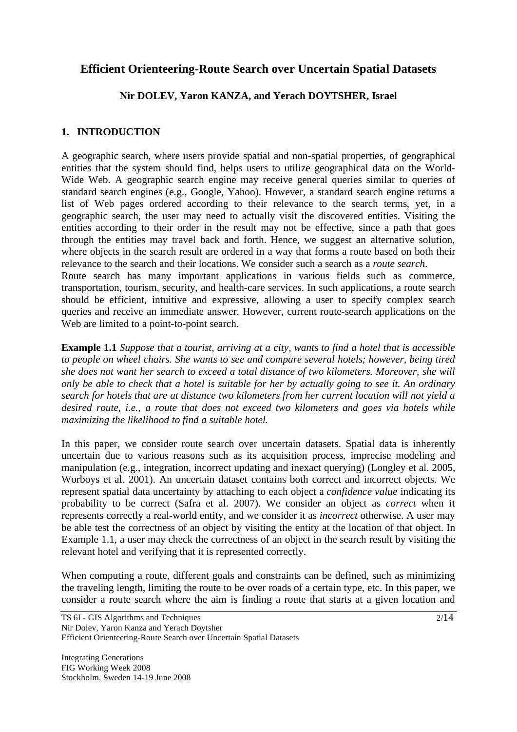# Efficient Orienteering-Route Search over Uncertain Spatial Datasets

**Nir DOLEV, Yaron KANZA, and Yerach DOYTSHER, Israel**

## 1. INTRODUCTION

A geographic search, where users provide spatial and non-spatial properties, of geographical entities that the system should find, helps users to utilize geographical data on the World-Wide Web. A geographic search engine may receive general queries similar to queries of standard search engines (e.g., Google, Yahoo). However, a standard search engine returns a list of Web pages ordered according to their relevance to the search terms, yet, in a geographic search, the user may need to actually visit the discovered entities. Visiting the entities according to their order in the result may not be effective, since a path that goes through the entities may travel back and forth. Hence, we suggest an alternative solution, where objects in the search result are ordered in a way that forms a route based on both their relevance to the search and their locations. We consider such a search as a *route search*.

Route search has many important applications in various fields such as commerce, transportation, tourism, security, and health-care services. In such applications, a route search should be efficient, intuitive and expressive, allowing a user to specify complex search queries and receive an immediate answer. However, current route-search applications on the Web are limited to a point-to-point search.

**Example 1.1** *Suppose that a tourist, arriving at a city, wants to find a hotel that is accessible to people on wheel chairs. She wants to see and compare several hotels; however, being tired she does not want her search to exceed a total distance of two kilometers. Moreover, she will only be able to check that a hotel is suitable for her by actually going to see it. An ordinary search for hotels that are at distance two kilometers from her current location will not yield a desired route, i.e., a route that does not exceed two kilometers and goes via hotels while maximizing the likelihood to find a suitable hotel.*

In this paper, we consider route search over uncertain datasets. Spatial data is inherently uncertain due to various reasons such as its acquisition process, imprecise modeling and manipulation (e.g., integration, incorrect updating and inexact querying) (Longley et al. 2005, Worboys et al. 2001). An uncertain dataset contains both correct and incorrect objects. We represent spatial data uncertainty by attaching to each object a *confidence value* indicating its probability to be correct (Safra et al. 2007). We consider an object as *correct* when it represents correctly a real-world entity, and we consider it as *incorrect* otherwise. A user may be able test the correctness of an object by visiting the entity at the location of that object. In Example 1.1, a user may check the correctness of an object in the search result by visiting the relevant hotel and verifying that it is represented correctly.

When computing a route, different goals and constraints can be defined, such as minimizing the traveling length, limiting the route to be over roads of a certain type, etc. In this paper, we consider a route search where the aim is finding a route that starts at a given location and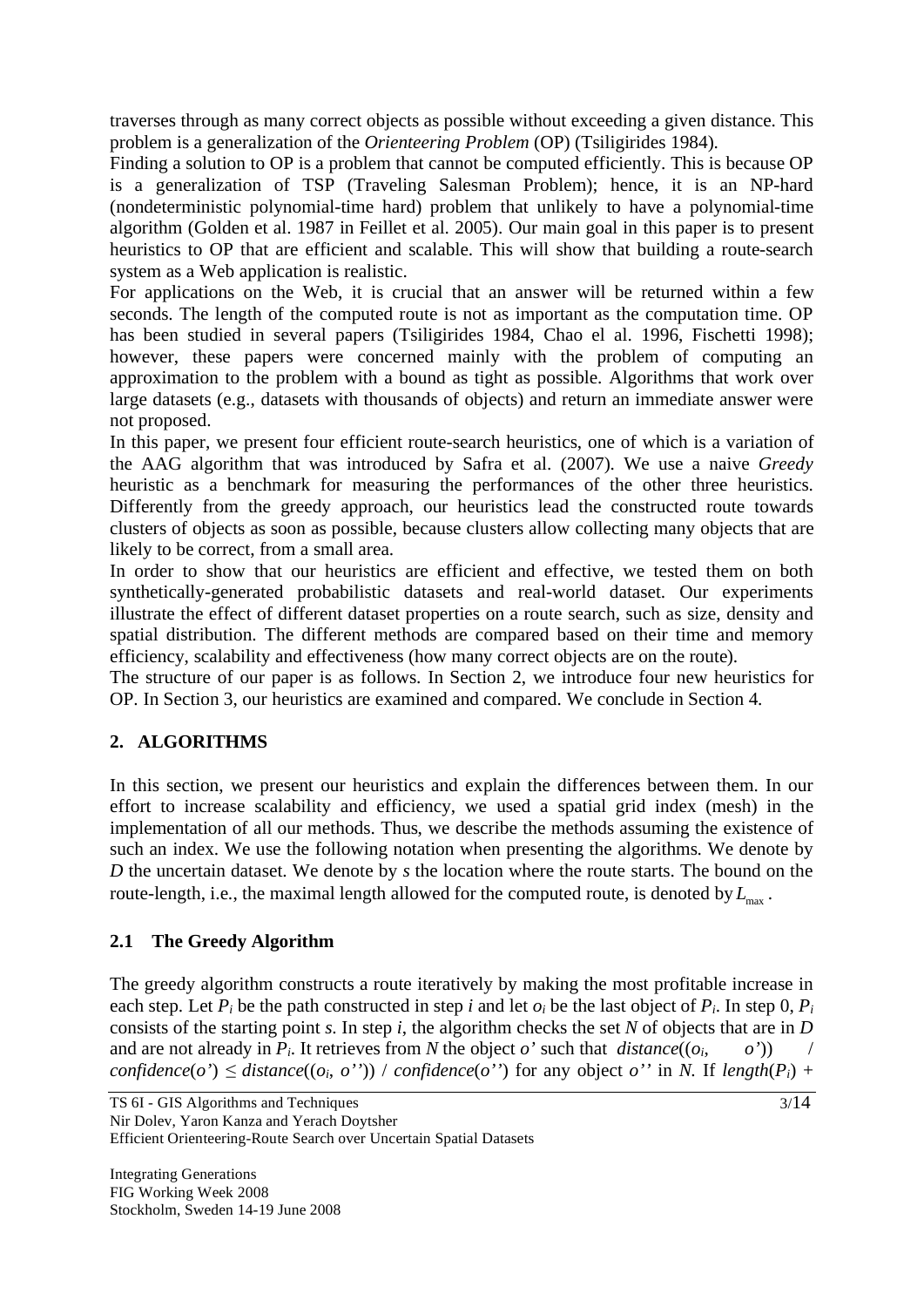traverses through as many correct objects as possible without exceeding a given distance. This problem is a generalization of the *Orienteering Problem* (OP) (Tsiligirides 1984).

Finding a solution to OP is a problem that cannot be computed efficiently. This is because OP is a generalization of TSP (Traveling Salesman Problem); hence, it is an NP-hard (nondeterministic polynomial-time hard) problem that unlikely to have a polynomial-time algorithm (Golden et al. 1987 in Feillet et al. 2005). Our main goal in this paper is to present heuristics to OP that are efficient and scalable. This will show that building a route-search system as a Web application is realistic.

For applications on the Web, it is crucial that an answer will be returned within a few seconds. The length of the computed route is not as important as the computation time. OP has been studied in several papers (Tsiligirides 1984, Chao el al. 1996, Fischetti 1998); however, these papers were concerned mainly with the problem of computing an approximation to the problem with a bound as tight as possible. Algorithms that work over large datasets (e.g., datasets with thousands of objects) and return an immediate answer were not proposed.

In this paper, we present four efficient route-search heuristics, one of which is a variation of the AAG algorithm that was introduced by Safra et al. (2007). We use a naive *Greedy* heuristic as a benchmark for measuring the performances of the other three heuristics. Differently from the greedy approach, our heuristics lead the constructed route towards clusters of objects as soon as possible, because clusters allow collecting many objects that are likely to be correct, from a small area.

In order to show that our heuristics are efficient and effective, we tested them on both synthetically-generated probabilistic datasets and real-world dataset. Our experiments illustrate the effect of different dataset properties on a route search, such as size, density and spatial distribution. The different methods are compared based on their time and memory efficiency, scalability and effectiveness (how many correct objects are on the route).

The structure of our paper is as follows. In Section 2, we introduce four new heuristics for OP. In Section 3, our heuristics are examined and compared. We conclude in Section 4.

## 2. ALGORITHMS

In this section, we present our heuristics and explain the differences between them. In our effort to increase scalability and efficiency, we used a spatial grid index (mesh) in the implementation of all our methods. Thus, we describe the methods assuming the existence of such an index. We use the following notation when presenting the algorithms. We denote by $D$ the uncertain dataset. We denote by $s$ the location where the route starts. The bound on the route-length, i.e., the maximal length allowed for the computed route, is denoted by $L_{\max}$.

### 2.1 The Greedy Algorithm

The greedy algorithm constructs a route iteratively by making the most profitable increase in each step. Let $P_i$ be the path constructed in step $i$ and let $o_i$ be the last object of $P_i$. In step 0, $P_i$ consists of the starting point $s$. In step $i$, the algorithm checks the set $N$ of objects that are in $D$ and are not already in $P_i$. It retrieves from $N$ the object $o'$ such that $distance((o_i, o'))$ / $confidence(o') \leq distance((o_i, o''))$ / $confidence(o'')$ for any object $o''$ in $N$. If $length(P_i)$ +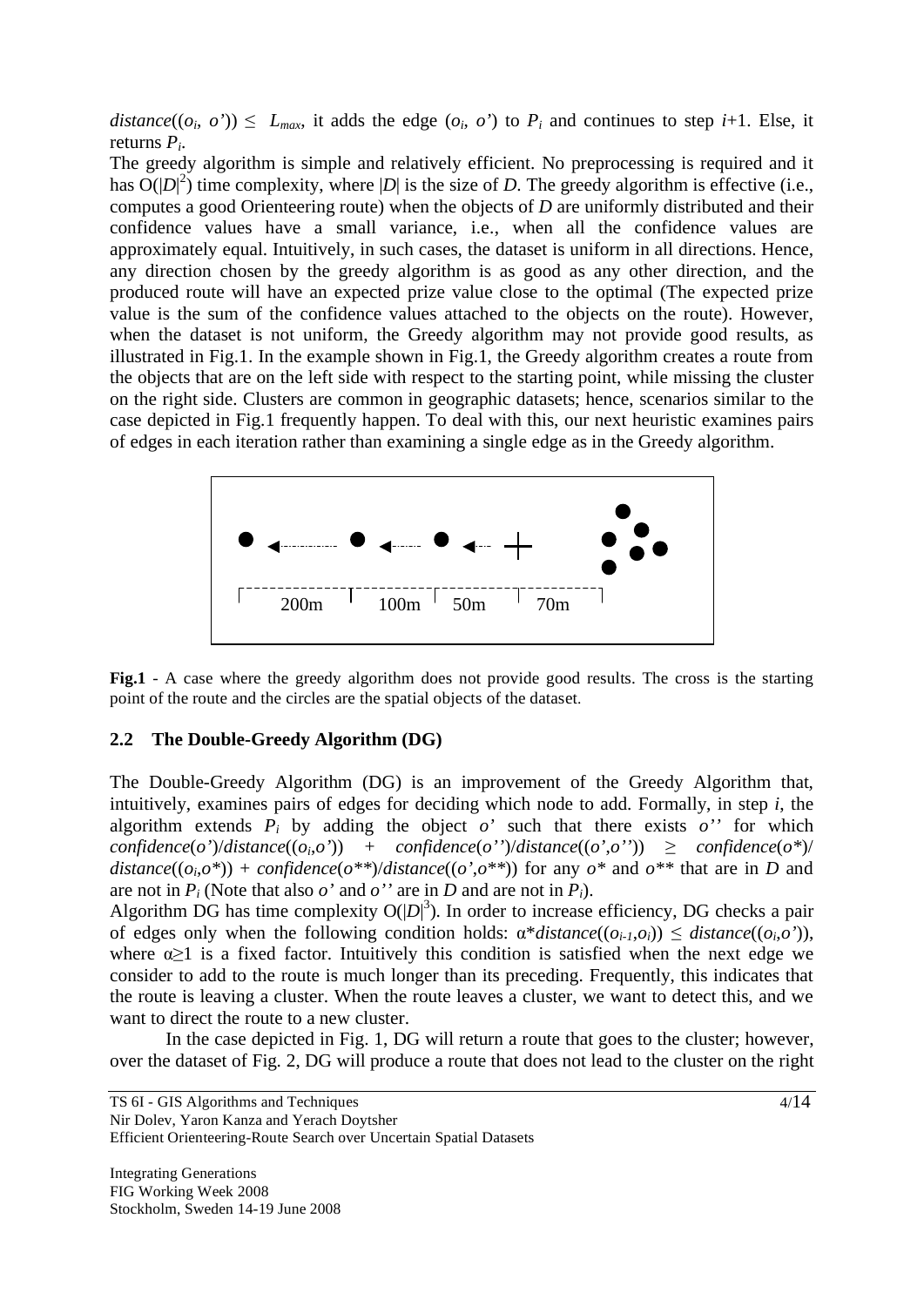$distance((o_i, o')) \leq L_{max}$, it adds the edge $(o_i, o')$ to $P_i$ and continues to step $i$+1. Else, it returns $P_i$.

The greedy algorithm is simple and relatively efficient. No preprocessing is required and it has $O(|D|^2)$ time complexity, where $|D|$ is the size of $D$. The greedy algorithm is effective (i.e., computes a good Orienteering route) when the objects of $D$ are uniformly distributed and their confidence values have a small variance, i.e., when all the confidence values are approximately equal. Intuitively, in such cases, the dataset is uniform in all directions. Hence, any direction chosen by the greedy algorithm is as good as any other direction, and the produced route will have an expected prize value close to the optimal (The expected prize value is the sum of the confidence values attached to the objects on the route). However, when the dataset is not uniform, the Greedy algorithm may not provide good results, as illustrated in Fig.1. In the example shown in Fig.1, the Greedy algorithm creates a route from the objects that are on the left side with respect to the starting point, while missing the cluster on the right side. Clusters are common in geographic datasets; hence, scenarios similar to the case depicted in Fig.1 frequently happen. To deal with this, our next heuristic examines pairs of edges in each iteration rather than examining a single edge as in the Greedy algorithm.

200m 100m 50m 70m

**Fig.1** - A case where the greedy algorithm does not provide good results. The cross is the starting point of the route and the circles are the spatial objects of the dataset.

## 2.2 The Double-Greedy Algorithm (DG)

The Double-Greedy Algorithm (DG) is an improvement of the Greedy Algorithm that, intuitively, examines pairs of edges for deciding which node to add. Formally, in step $i$, the algorithm extends $P_i$ by adding the object $o'$ such that there exists $o''$ for which $confidence(o')/distance((o_i,o')) + confidence(o'')/distance((o',o'')) \geq confidence(o^*)/distance((o_i,o^*)) + confidence(o^{**})/distance((o',o^{**}))$ for any $o^*$ and $o^{**}$ that are in $D$ and are not in $P_i$ (Note that also $o'$ and $o''$ are in $D$ and are not in $P_i$).

Algorithm DG has time complexity $O(|D|^3)$. In order to increase efficiency, DG checks a pair of edges only when the following condition holds: $\alpha * distance((o_{i-1},o_i)) \leq distance((o_i,o'))$, where $\alpha \geq 1$ is a fixed factor. Intuitively this condition is satisfied when the next edge we consider to add to the route is much longer than its preceding. Frequently, this indicates that the route is leaving a cluster. When the route leaves a cluster, we want to detect this, and we want to direct the route to a new cluster.

In the case depicted in Fig. 1, DG will return a route that goes to the cluster; however, over the dataset of Fig. 2, DG will produce a route that does not lead to the cluster on the right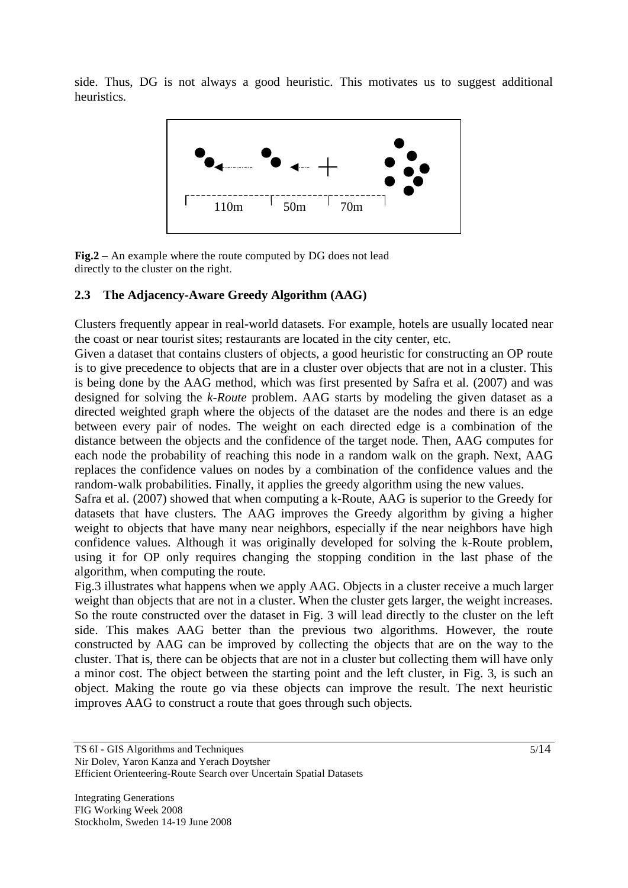side. Thus, DG is not always a good heuristic. This motivates us to suggest additional heuristics.

**Fig.2** – An example where the route computed by DG does not lead directly to the cluster on the right.

### 2.3 The Adjacency-Aware Greedy Algorithm (AAG)

Clusters frequently appear in real-world datasets. For example, hotels are usually located near the coast or near tourist sites; restaurants are located in the city center, etc.

Given a dataset that contains clusters of objects, a good heuristic for constructing an OP route is to give precedence to objects that are in a cluster over objects that are not in a cluster. This is being done by the AAG method, which was first presented by Safra et al. (2007) and was designed for solving the *k-Route* problem. AAG starts by modeling the given dataset as a directed weighted graph where the objects of the dataset are the nodes and there is an edge between every pair of nodes. The weight on each directed edge is a combination of the distance between the objects and the confidence of the target node. Then, AAG computes for each node the probability of reaching this node in a random walk on the graph. Next, AAG replaces the confidence values on nodes by a combination of the confidence values and the random-walk probabilities. Finally, it applies the greedy algorithm using the new values.

Safra et al. (2007) showed that when computing a k-Route, AAG is superior to the Greedy for datasets that have clusters. The AAG improves the Greedy algorithm by giving a higher weight to objects that have many near neighbors, especially if the near neighbors have high confidence values. Although it was originally developed for solving the k-Route problem, using it for OP only requires changing the stopping condition in the last phase of the algorithm, when computing the route.

Fig.3 illustrates what happens when we apply AAG. Objects in a cluster receive a much larger weight than objects that are not in a cluster. When the cluster gets larger, the weight increases. So the route constructed over the dataset in Fig. 3 will lead directly to the cluster on the left side. This makes AAG better than the previous two algorithms. However, the route constructed by AAG can be improved by collecting the objects that are on the way to the cluster. That is, there can be objects that are not in a cluster but collecting them will have only a minor cost. The object between the starting point and the left cluster, in Fig. 3, is such an object. Making the route go via these objects can improve the result. The next heuristic improves AAG to construct a route that goes through such objects.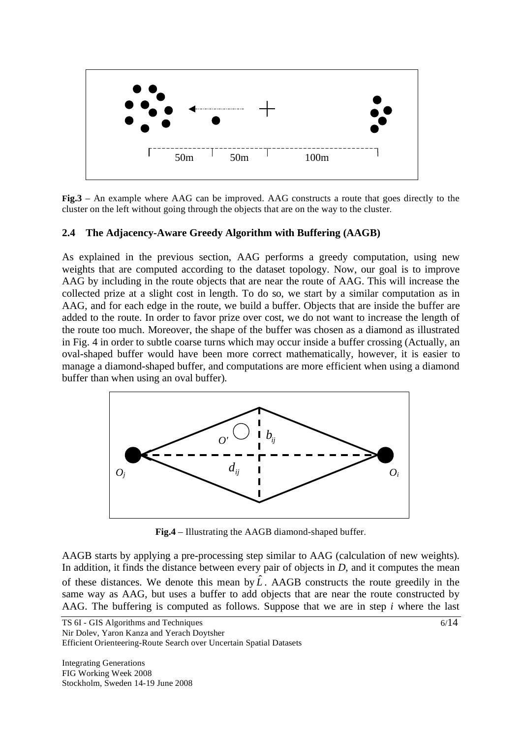**Fig.3** – An example where AAG can be improved. AAG constructs a route that goes directly to the cluster on the left without going through the objects that are on the way to the cluster.

### 2.4 The Adjacency-Aware Greedy Algorithm with Buffering (AAGB)

As explained in the previous section, AAG performs a greedy computation, using new weights that are computed according to the dataset topology. Now, our goal is to improve AAG by including in the route objects that are near the route of AAG. This will increase the collected prize at a slight cost in length. To do so, we start by a similar computation as in AAG, and for each edge in the route, we build a buffer. Objects that are inside the buffer are added to the route. In order to favor prize over cost, we do not want to increase the length of the route too much. Moreover, the shape of the buffer was chosen as a diamond as illustrated in Fig. 4 in order to subtle coarse turns which may occur inside a buffer crossing (Actually, an oval-shaped buffer would have been more correct mathematically, however, it is easier to manage a diamond-shaped buffer, and computations are more efficient when using a diamond buffer than when using an oval buffer).

**Fig.4** – Illustrating the AAGB diamond-shaped buffer.

AAGB starts by applying a pre-processing step similar to AAG (calculation of new weights). In addition, it finds the distance between every pair of objects in $D$, and it computes the mean of these distances. We denote this mean by $\hat{L}$. AAGB constructs the route greedily in the same way as AAG, but uses a buffer to add objects that are near the route constructed by AAG. The buffering is computed as follows. Suppose that we are in step $i$ where the last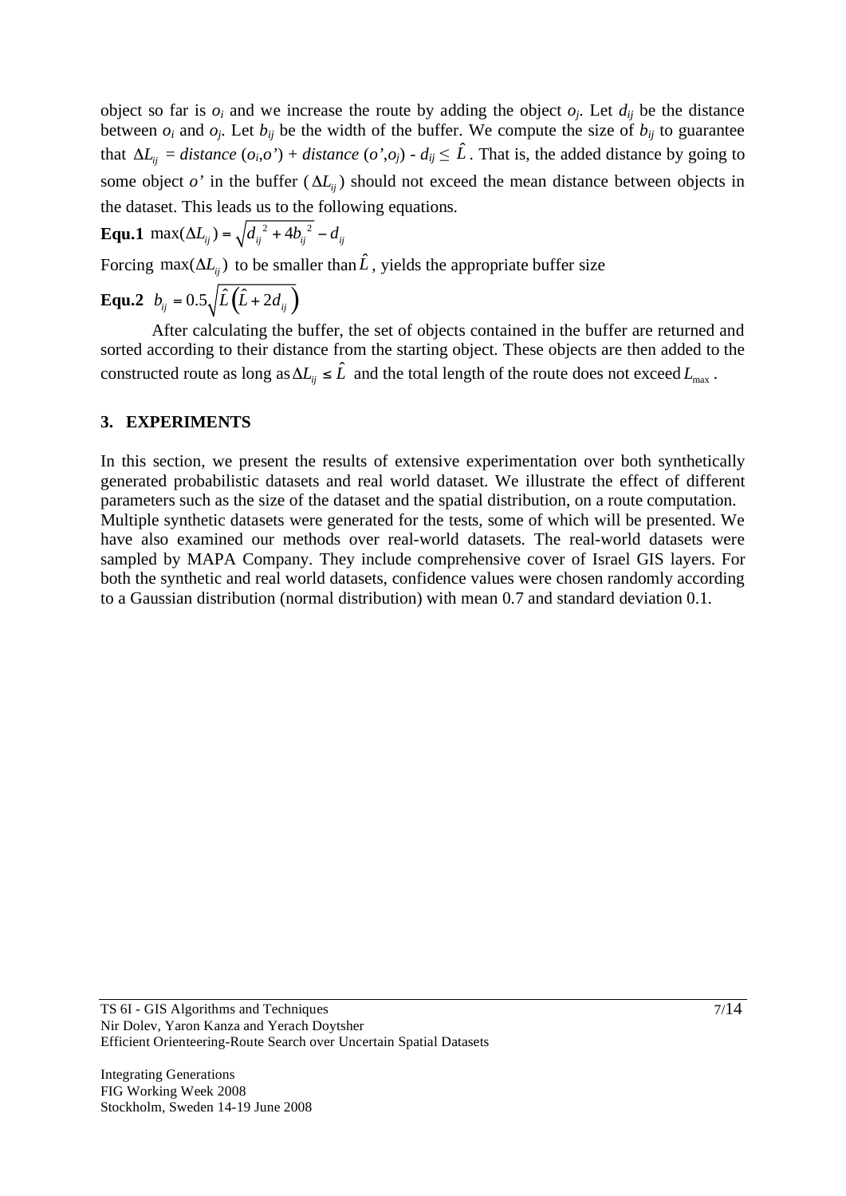object so far is $o_i$ and we increase the route by adding the object $o_j$. Let $d_{ij}$ be the distance between $o_i$ and $o_j$. Let $b_{ij}$ be the width of the buffer. We compute the size of $b_{ij}$ to guarantee that $\Delta L_{ij}$ = *distance* ($o_i$,*o'*) + *distance* (*o'*,$o_j$) - $d_{ij} \leq \hat{L}$. That is, the added distance by going to some object *o'* in the buffer ($\Delta L_{ij}$) should not exceed the mean distance between objects in the dataset. This leads us to the following equations.

**Equ.1** $\max(\Delta L_{ij}) = \sqrt{d_{ij}^{\ 2} + 4b_{ij}^{\ 2}} - d_{ij}$

Forcing $\max(\Delta L_{ij})$ to be smaller than $\hat{L}$, yields the appropriate buffer size

**Equ.2** $b_{ij} = 0.5\sqrt{\hat{L}\left(\hat{L} + 2d_{ij}\right)}$

After calculating the buffer, the set of objects contained in the buffer are returned and sorted according to their distance from the starting object. These objects are then added to the constructed route as long as $\Delta L_{ij} \leq \hat{L}$ and the total length of the route does not exceed $L_{\max}$.

## 3. EXPERIMENTS

In this section, we present the results of extensive experimentation over both synthetically generated probabilistic datasets and real world dataset. We illustrate the effect of different parameters such as the size of the dataset and the spatial distribution, on a route computation. Multiple synthetic datasets were generated for the tests, some of which will be presented. We have also examined our methods over real-world datasets. The real-world datasets were sampled by MAPA Company. They include comprehensive cover of Israel GIS layers. For both the synthetic and real world datasets, confidence values were chosen randomly according to a Gaussian distribution (normal distribution) with mean 0.7 and standard deviation 0.1.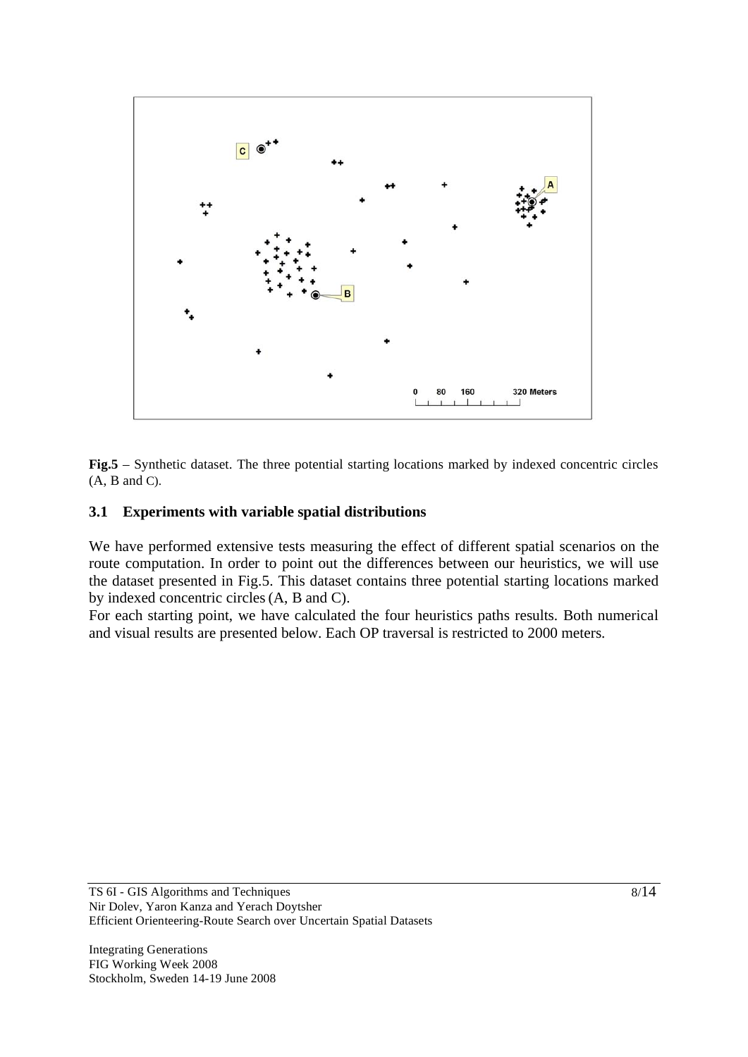**Fig.5** – Synthetic dataset. The three potential starting locations marked by indexed concentric circles (A, B and C).

### 3.1 Experiments with variable spatial distributions

We have performed extensive tests measuring the effect of different spatial scenarios on the route computation. In order to point out the differences between our heuristics, we will use the dataset presented in Fig.5. This dataset contains three potential starting locations marked by indexed concentric circles (A, B and C).

For each starting point, we have calculated the four heuristics paths results. Both numerical and visual results are presented below. Each OP traversal is restricted to 2000 meters.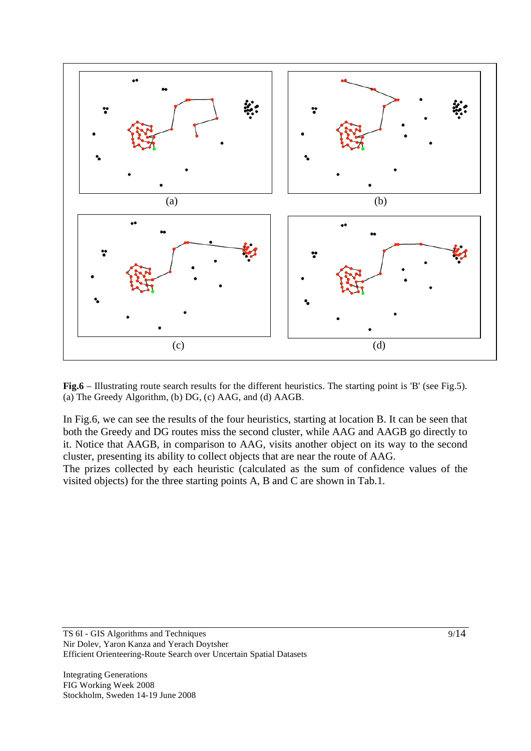**Fig.6** – Illustrating route search results for the different heuristics. The starting point is 'B' (see Fig.5). (a) The Greedy Algorithm, (b) DG, (c) AAG, and (d) AAGB.

In Fig.6, we can see the results of the four heuristics, starting at location B. It can be seen that both the Greedy and DG routes miss the second cluster, while AAG and AAGB go directly to it. Notice that AAGB, in comparison to AAG, visits another object on its way to the second cluster, presenting its ability to collect objects that are near the route of AAG.

The prizes collected by each heuristic (calculated as the sum of confidence values of the visited objects) for the three starting points A, B and C are shown in Tab.1.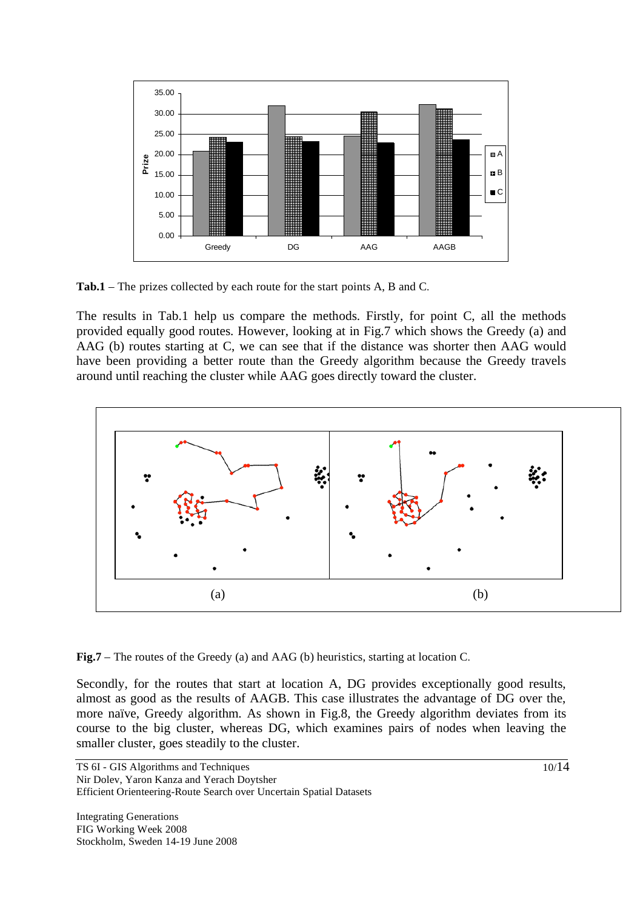**Tab.1** – The prizes collected by each route for the start points A, B and C.

The results in Tab.1 help us compare the methods. Firstly, for point C, all the methods provided equally good routes. However, looking at in Fig.7 which shows the Greedy (a) and AAG (b) routes starting at C, we can see that if the distance was shorter then AAG would have been providing a better route than the Greedy algorithm because the Greedy travels around until reaching the cluster while AAG goes directly toward the cluster.

**Fig.7** – The routes of the Greedy (a) and AAG (b) heuristics, starting at location C.

Secondly, for the routes that start at location A, DG provides exceptionally good results, almost as good as the results of AAGB. This case illustrates the advantage of DG over the, more naïve, Greedy algorithm. As shown in Fig.8, the Greedy algorithm deviates from its course to the big cluster, whereas DG, which examines pairs of nodes when leaving the smaller cluster, goes steadily to the cluster.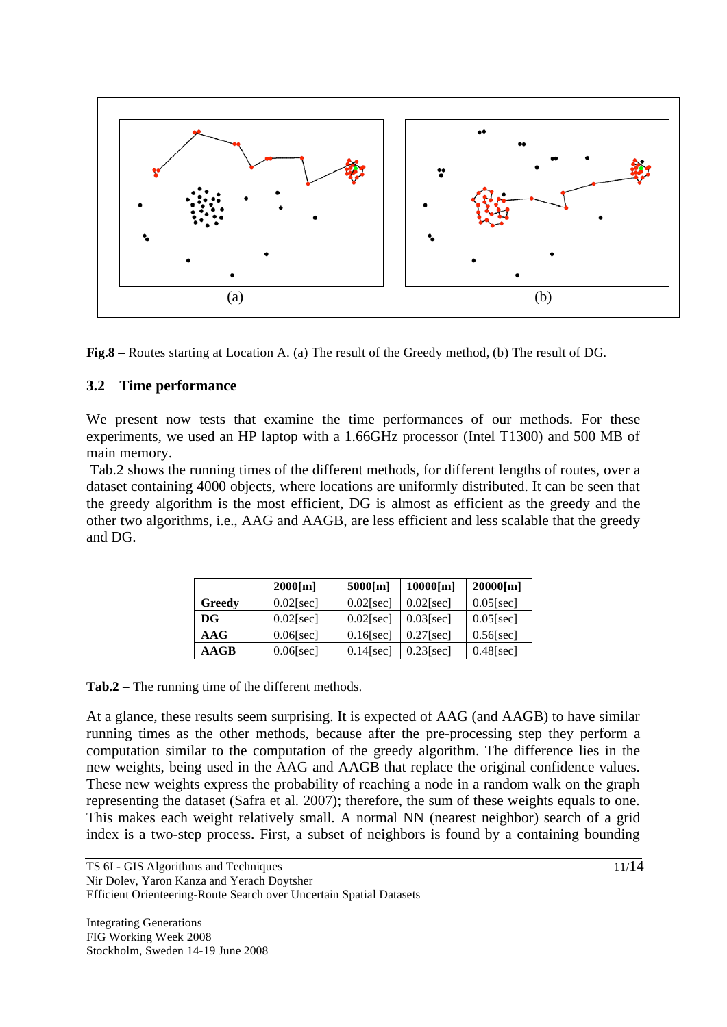(a) (b)

**Fig.8** – Routes starting at Location A. (a) The result of the Greedy method, (b) The result of DG.

### 3.2 Time performance

We present now tests that examine the time performances of our methods. For these experiments, we used an HP laptop with a 1.66GHz processor (Intel T1300) and 500 MB of main memory.

Tab.2 shows the running times of the different methods, for different lengths of routes, over a dataset containing 4000 objects, where locations are uniformly distributed. It can be seen that the greedy algorithm is the most efficient, DG is almost as efficient as the greedy and the other two algorithms, i.e., AAG and AAGB, are less efficient and less scalable that the greedy and DG.

| | **2000[m]** | **5000[m]** | **10000[m]** | **20000[m]** |
|---|---|---|---|---|
| **Greedy** | 0.02[sec] | 0.02[sec] | 0.02[sec] | 0.05[sec] |
| **DG** | 0.02[sec] | 0.02[sec] | 0.03[sec] | 0.05[sec] |
| **AAG** | 0.06[sec] | 0.16[sec] | 0.27[sec] | 0.56[sec] |
| **AAGB** | 0.06[sec] | 0.14[sec] | 0.23[sec] | 0.48[sec] |

**Tab.2** – The running time of the different methods.

At a glance, these results seem surprising. It is expected of AAG (and AAGB) to have similar running times as the other methods, because after the pre-processing step they perform a computation similar to the computation of the greedy algorithm. The difference lies in the new weights, being used in the AAG and AAGB that replace the original confidence values. These new weights express the probability of reaching a node in a random walk on the graph representing the dataset (Safra et al. 2007); therefore, the sum of these weights equals to one. This makes each weight relatively small. A normal NN (nearest neighbor) search of a grid index is a two-step process. First, a subset of neighbors is found by a containing bounding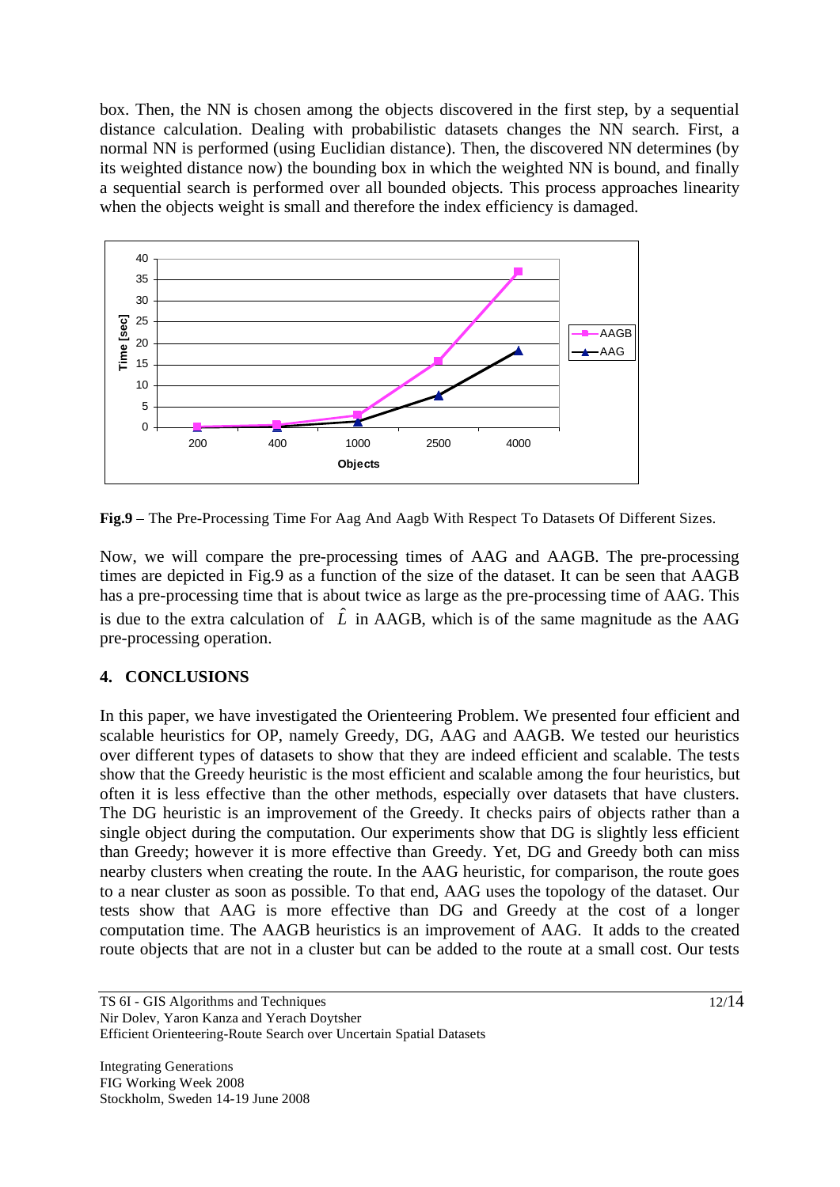box. Then, the NN is chosen among the objects discovered in the first step, by a sequential distance calculation. Dealing with probabilistic datasets changes the NN search. First, a normal NN is performed (using Euclidian distance). Then, the discovered NN determines (by its weighted distance now) the bounding box in which the weighted NN is bound, and finally a sequential search is performed over all bounded objects. This process approaches linearity when the objects weight is small and therefore the index efficiency is damaged.

**Fig.9** – The Pre-Processing Time For Aag And Aagb With Respect To Datasets Of Different Sizes.

Now, we will compare the pre-processing times of AAG and AAGB. The pre-processing times are depicted in Fig.9 as a function of the size of the dataset. It can be seen that AAGB has a pre-processing time that is about twice as large as the pre-processing time of AAG. This is due to the extra calculation of $\hat{L}$ in AAGB, which is of the same magnitude as the AAG pre-processing operation.

## 4. CONCLUSIONS

In this paper, we have investigated the Orienteering Problem. We presented four efficient and scalable heuristics for OP, namely Greedy, DG, AAG and AAGB. We tested our heuristics over different types of datasets to show that they are indeed efficient and scalable. The tests show that the Greedy heuristic is the most efficient and scalable among the four heuristics, but often it is less effective than the other methods, especially over datasets that have clusters. The DG heuristic is an improvement of the Greedy. It checks pairs of objects rather than a single object during the computation. Our experiments show that DG is slightly less efficient than Greedy; however it is more effective than Greedy. Yet, DG and Greedy both can miss nearby clusters when creating the route. In the AAG heuristic, for comparison, the route goes to a near cluster as soon as possible. To that end, AAG uses the topology of the dataset. Our tests show that AAG is more effective than DG and Greedy at the cost of a longer computation time. The AAGB heuristics is an improvement of AAG. It adds to the created route objects that are not in a cluster but can be added to the route at a small cost. Our tests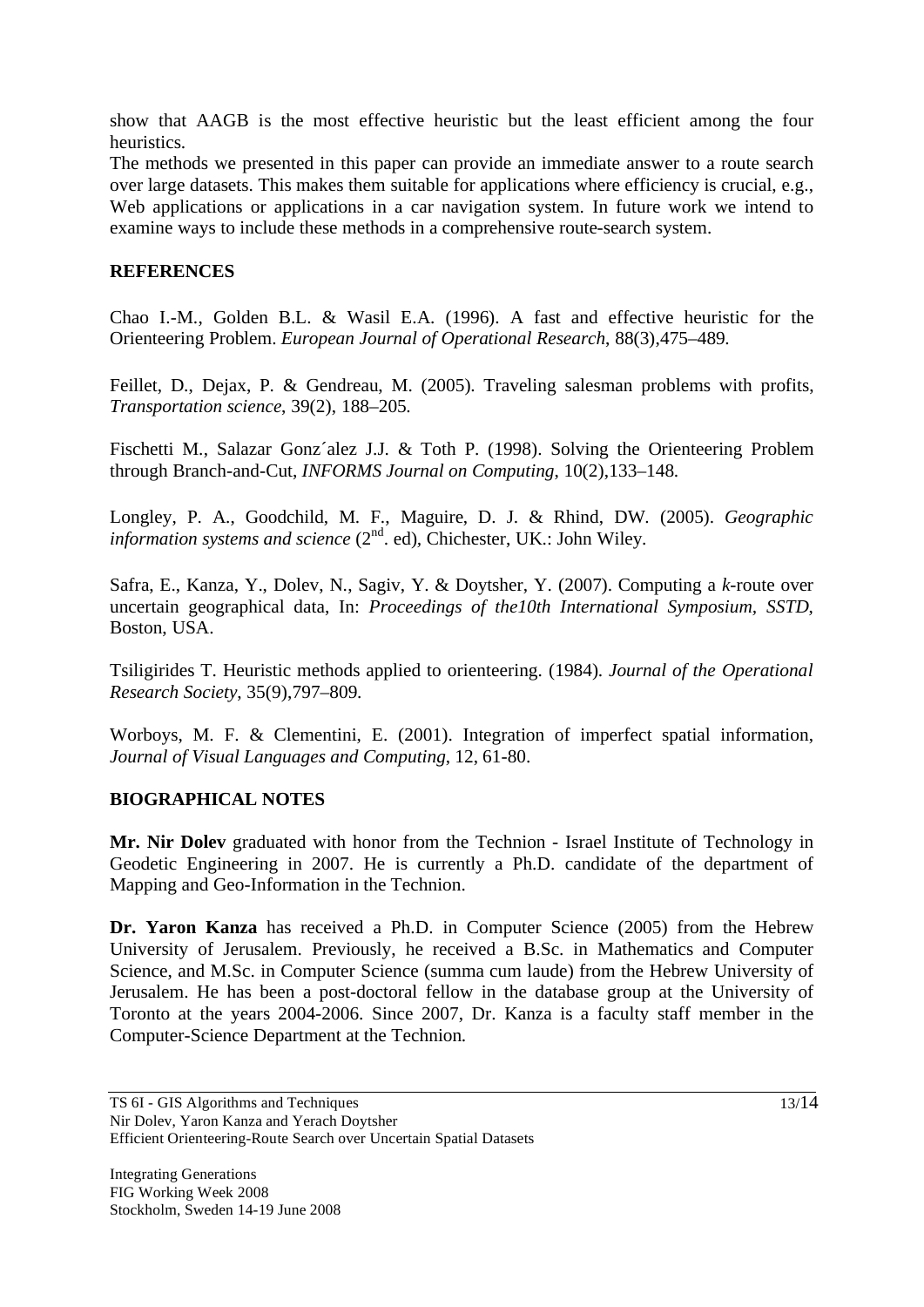show that AAGB is the most effective heuristic but the least efficient among the four heuristics.

The methods we presented in this paper can provide an immediate answer to a route search over large datasets. This makes them suitable for applications where efficiency is crucial, e.g., Web applications or applications in a car navigation system. In future work we intend to examine ways to include these methods in a comprehensive route-search system.

## REFERENCES

Chao I.-M., Golden B.L. & Wasil E.A. (1996). A fast and effective heuristic for the Orienteering Problem. *European Journal of Operational Research*, 88(3),475–489.

Feillet, D., Dejax, P. & Gendreau, M. (2005). Traveling salesman problems with profits, *Transportation science*, 39(2), 188–205.

Fischetti M., Salazar Gonz´alez J.J. & Toth P. (1998). Solving the Orienteering Problem through Branch-and-Cut, *INFORMS Journal on Computing*, 10(2),133–148.

Longley, P. A., Goodchild, M. F., Maguire, D. J. & Rhind, DW. (2005). *Geographic information systems and science* (2nd. ed), Chichester, UK.: John Wiley.

Safra, E., Kanza, Y., Dolev, N., Sagiv, Y. & Doytsher, Y. (2007). Computing a *k*-route over uncertain geographical data, In: *Proceedings of the10th International Symposium, SSTD*, Boston, USA.

Tsiligirides T. Heuristic methods applied to orienteering. (1984). *Journal of the Operational Research Society*, 35(9),797–809.

Worboys, M. F. & Clementini, E. (2001). Integration of imperfect spatial information, *Journal of Visual Languages and Computing*, 12, 61-80.

## BIOGRAPHICAL NOTES

**Mr. Nir Dolev** graduated with honor from the Technion - Israel Institute of Technology in Geodetic Engineering in 2007. He is currently a Ph.D. candidate of the department of Mapping and Geo-Information in the Technion.

**Dr. Yaron Kanza** has received a Ph.D. in Computer Science (2005) from the Hebrew University of Jerusalem. Previously, he received a B.Sc. in Mathematics and Computer Science, and M.Sc. in Computer Science (summa cum laude) from the Hebrew University of Jerusalem. He has been a post-doctoral fellow in the database group at the University of Toronto at the years 2004-2006. Since 2007, Dr. Kanza is a faculty staff member in the Computer-Science Department at the Technion.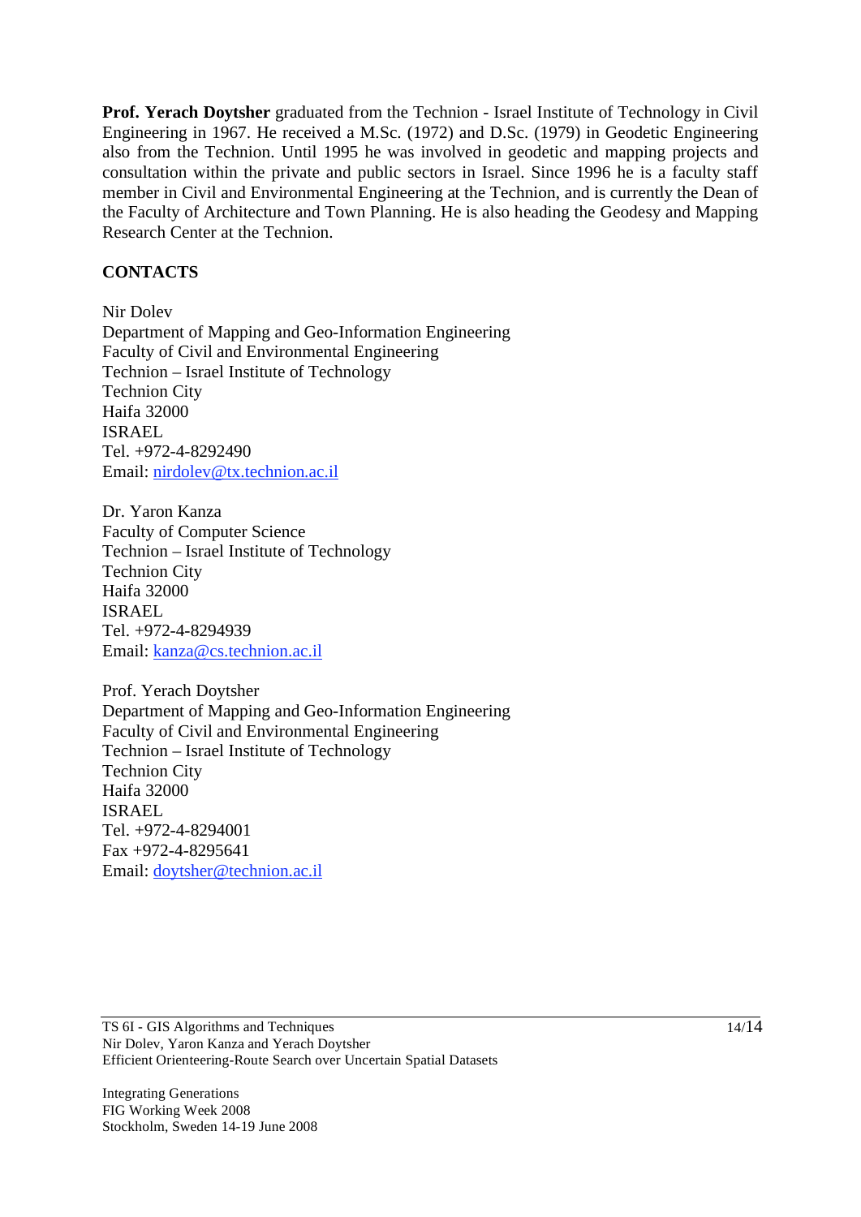**Prof. Yerach Doytsher** graduated from the Technion - Israel Institute of Technology in Civil Engineering in 1967. He received a M.Sc. (1972) and D.Sc. (1979) in Geodetic Engineering also from the Technion. Until 1995 he was involved in geodetic and mapping projects and consultation within the private and public sectors in Israel. Since 1996 he is a faculty staff member in Civil and Environmental Engineering at the Technion, and is currently the Dean of the Faculty of Architecture and Town Planning. He is also heading the Geodesy and Mapping Research Center at the Technion.

## CONTACTS

Nir Dolev
Department of Mapping and Geo-Information Engineering
Faculty of Civil and Environmental Engineering
Technion – Israel Institute of Technology
Technion City
Haifa 32000
ISRAEL
Tel. +972-4-8292490
Email: nirdolev@tx.technion.ac.il

Dr. Yaron Kanza
Faculty of Computer Science
Technion – Israel Institute of Technology
Technion City
Haifa 32000
ISRAEL
Tel. +972-4-8294939
Email: kanza@cs.technion.ac.il

Prof. Yerach Doytsher
Department of Mapping and Geo-Information Engineering
Faculty of Civil and Environmental Engineering
Technion – Israel Institute of Technology
Technion City
Haifa 32000
ISRAEL
Tel. +972-4-8294001
Fax +972-4-8295641
Email: doytsher@technion.ac.il